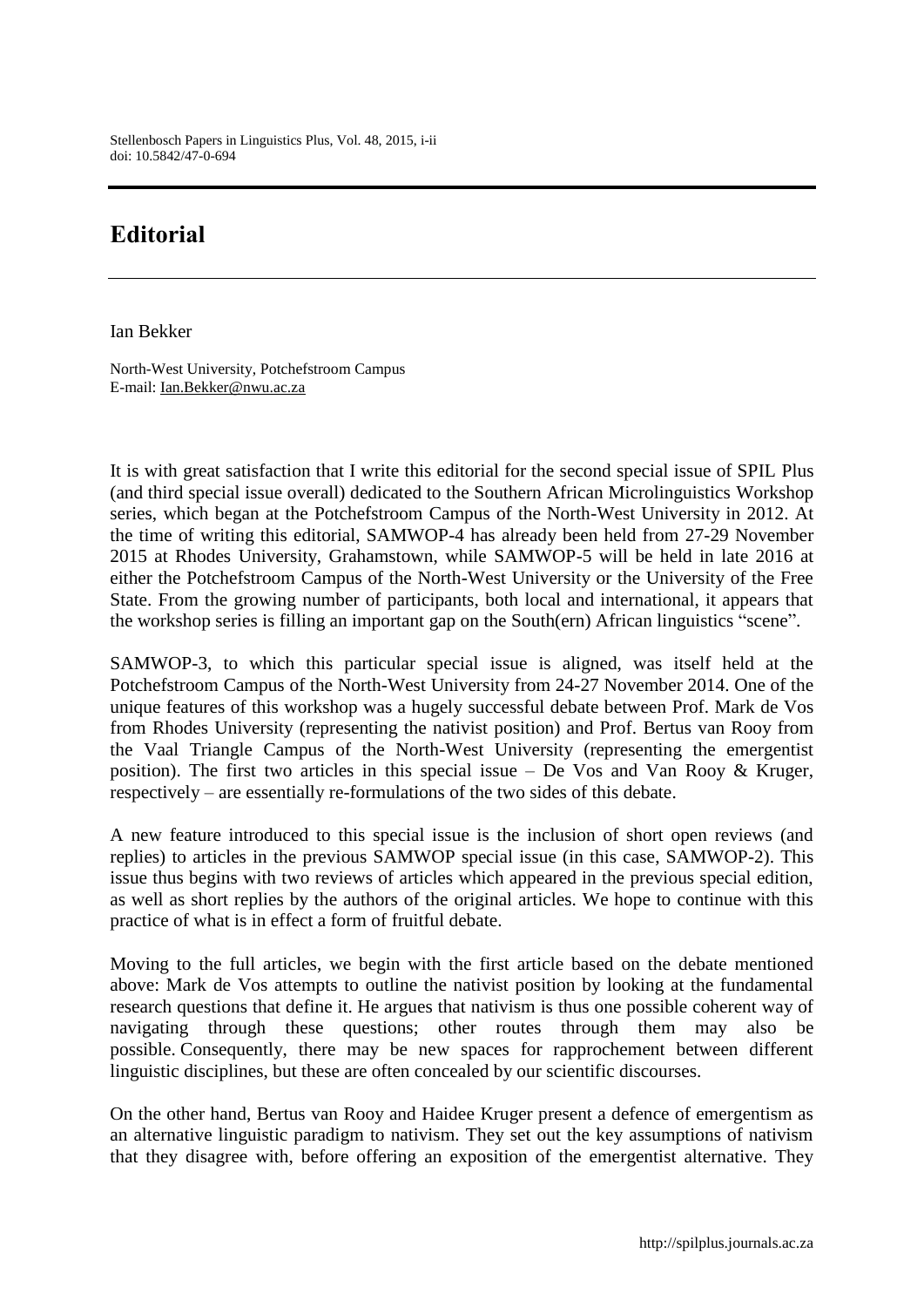# Editorial

Ian Bekker

North-West University, Potchefstroom Campus
E-mail: Ian.Bekker@nwu.ac.za

It is with great satisfaction that I write this editorial for the second special issue of SPIL Plus (and third special issue overall) dedicated to the Southern African Microlinguistics Workshop series, which began at the Potchefstroom Campus of the North-West University in 2012. At the time of writing this editorial, SAMWOP-4 has already been held from 27-29 November 2015 at Rhodes University, Grahamstown, while SAMWOP-5 will be held in late 2016 at either the Potchefstroom Campus of the North-West University or the University of the Free State. From the growing number of participants, both local and international, it appears that the workshop series is filling an important gap on the South(ern) African linguistics "scene".

SAMWOP-3, to which this particular special issue is aligned, was itself held at the Potchefstroom Campus of the North-West University from 24-27 November 2014. One of the unique features of this workshop was a hugely successful debate between Prof. Mark de Vos from Rhodes University (representing the nativist position) and Prof. Bertus van Rooy from the Vaal Triangle Campus of the North-West University (representing the emergentist position). The first two articles in this special issue – De Vos and Van Rooy & Kruger, respectively – are essentially re-formulations of the two sides of this debate.

A new feature introduced to this special issue is the inclusion of short open reviews (and replies) to articles in the previous SAMWOP special issue (in this case, SAMWOP-2). This issue thus begins with two reviews of articles which appeared in the previous special edition, as well as short replies by the authors of the original articles. We hope to continue with this practice of what is in effect a form of fruitful debate.

Moving to the full articles, we begin with the first article based on the debate mentioned above: Mark de Vos attempts to outline the nativist position by looking at the fundamental research questions that define it. He argues that nativism is thus one possible coherent way of navigating through these questions; other routes through them may also be possible. Consequently, there may be new spaces for rapprochement between different linguistic disciplines, but these are often concealed by our scientific discourses.

On the other hand, Bertus van Rooy and Haidee Kruger present a defence of emergentism as an alternative linguistic paradigm to nativism. They set out the key assumptions of nativism that they disagree with, before offering an exposition of the emergentist alternative. They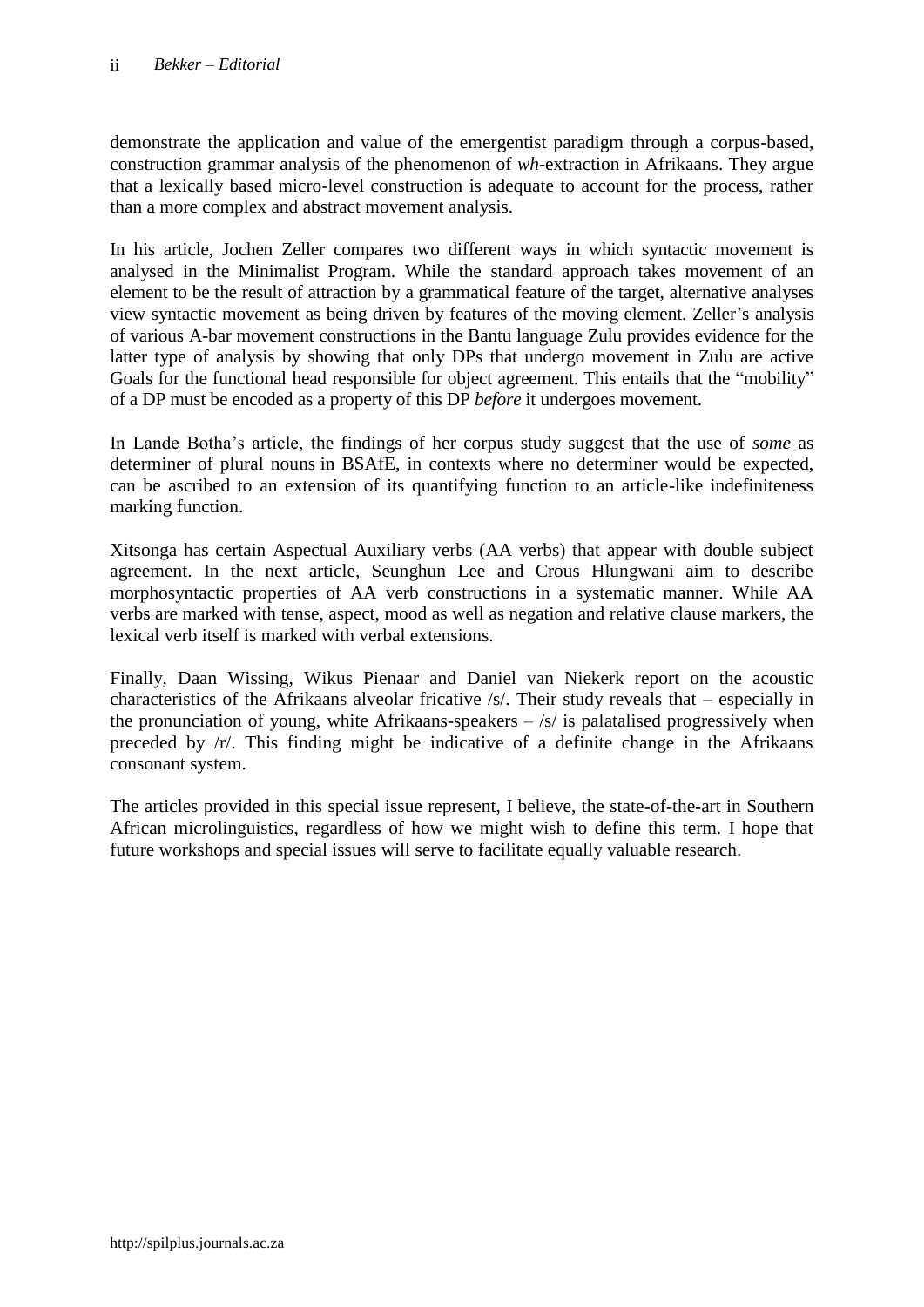demonstrate the application and value of the emergentist paradigm through a corpus-based, construction grammar analysis of the phenomenon of *wh*-extraction in Afrikaans. They argue that a lexically based micro-level construction is adequate to account for the process, rather than a more complex and abstract movement analysis.

In his article, Jochen Zeller compares two different ways in which syntactic movement is analysed in the Minimalist Program. While the standard approach takes movement of an element to be the result of attraction by a grammatical feature of the target, alternative analyses view syntactic movement as being driven by features of the moving element. Zeller's analysis of various A-bar movement constructions in the Bantu language Zulu provides evidence for the latter type of analysis by showing that only DPs that undergo movement in Zulu are active Goals for the functional head responsible for object agreement. This entails that the "mobility" of a DP must be encoded as a property of this DP *before* it undergoes movement.

In Lande Botha's article, the findings of her corpus study suggest that the use of *some* as determiner of plural nouns in BSAfE, in contexts where no determiner would be expected, can be ascribed to an extension of its quantifying function to an article-like indefiniteness marking function.

Xitsonga has certain Aspectual Auxiliary verbs (AA verbs) that appear with double subject agreement. In the next article, Seunghun Lee and Crous Hlungwani aim to describe morphosyntactic properties of AA verb constructions in a systematic manner. While AA verbs are marked with tense, aspect, mood as well as negation and relative clause markers, the lexical verb itself is marked with verbal extensions.

Finally, Daan Wissing, Wikus Pienaar and Daniel van Niekerk report on the acoustic characteristics of the Afrikaans alveolar fricative /s/. Their study reveals that – especially in the pronunciation of young, white Afrikaans-speakers – /s/ is palatalised progressively when preceded by /r/. This finding might be indicative of a definite change in the Afrikaans consonant system.

The articles provided in this special issue represent, I believe, the state-of-the-art in Southern African microlinguistics, regardless of how we might wish to define this term. I hope that future workshops and special issues will serve to facilitate equally valuable research.